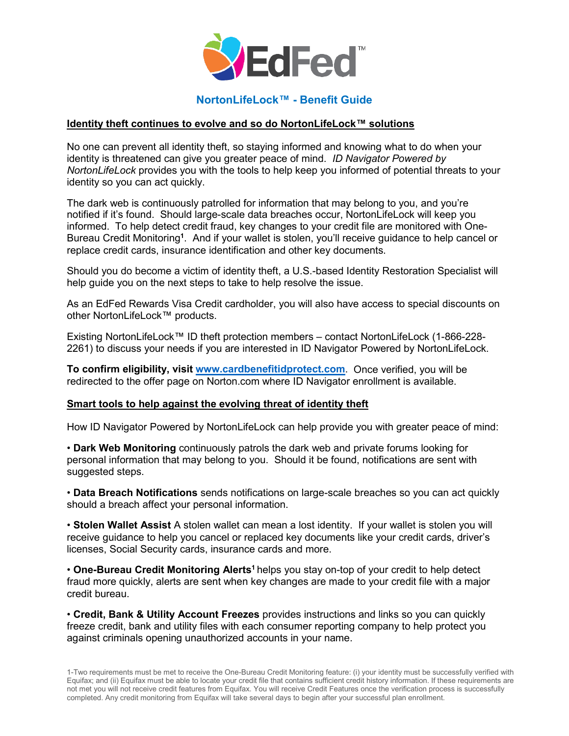EdFed™

# NortonLifeLock™ - Benefit Guide

## Identity theft continues to evolve and so do NortonLifeLock™ solutions

No one can prevent all identity theft, so staying informed and knowing what to do when your identity is threatened can give you greater peace of mind. *ID Navigator Powered by NortonLifeLock* provides you with the tools to help keep you informed of potential threats to your identity so you can act quickly.

The dark web is continuously patrolled for information that may belong to you, and you're notified if it's found. Should large-scale data breaches occur, NortonLifeLock will keep you informed. To help detect credit fraud, key changes to your credit file are monitored with One-Bureau Credit Monitoring[1]. And if your wallet is stolen, you'll receive guidance to help cancel or replace credit cards, insurance identification and other key documents.

Should you do become a victim of identity theft, a U.S.-based Identity Restoration Specialist will help guide you on the next steps to take to help resolve the issue.

As an EdFed Rewards Visa Credit cardholder, you will also have access to special discounts on other NortonLifeLock™ products.

Existing NortonLifeLock™ ID theft protection members – contact NortonLifeLock (1-866-228-2261) to discuss your needs if you are interested in ID Navigator Powered by NortonLifeLock.

**To confirm eligibility, visit [www.cardbenefitidprotect.com](http://www.cardbenefitidprotect.com)**. Once verified, you will be redirected to the offer page on Norton.com where ID Navigator enrollment is available.

## Smart tools to help against the evolving threat of identity theft

How ID Navigator Powered by NortonLifeLock can help provide you with greater peace of mind:

- **Dark Web Monitoring** continuously patrols the dark web and private forums looking for personal information that may belong to you. Should it be found, notifications are sent with suggested steps.

- **Data Breach Notifications** sends notifications on large-scale breaches so you can act quickly should a breach affect your personal information.

- **Stolen Wallet Assist** A stolen wallet can mean a lost identity. If your wallet is stolen you will receive guidance to help you cancel or replaced key documents like your credit cards, driver's licenses, Social Security cards, insurance cards and more.

- **One-Bureau Credit Monitoring Alerts**[1] helps you stay on-top of your credit to help detect fraud more quickly, alerts are sent when key changes are made to your credit file with a major credit bureau.

- **Credit, Bank & Utility Account Freezes** provides instructions and links so you can quickly freeze credit, bank and utility files with each consumer reporting company to help protect you against criminals opening unauthorized accounts in your name.

1-Two requirements must be met to receive the One-Bureau Credit Monitoring feature: (i) your identity must be successfully verified with Equifax; and (ii) Equifax must be able to locate your credit file that contains sufficient credit history information. If these requirements are not met you will not receive credit features from Equifax. You will receive Credit Features once the verification process is successfully completed. Any credit monitoring from Equifax will take several days to begin after your successful plan enrollment.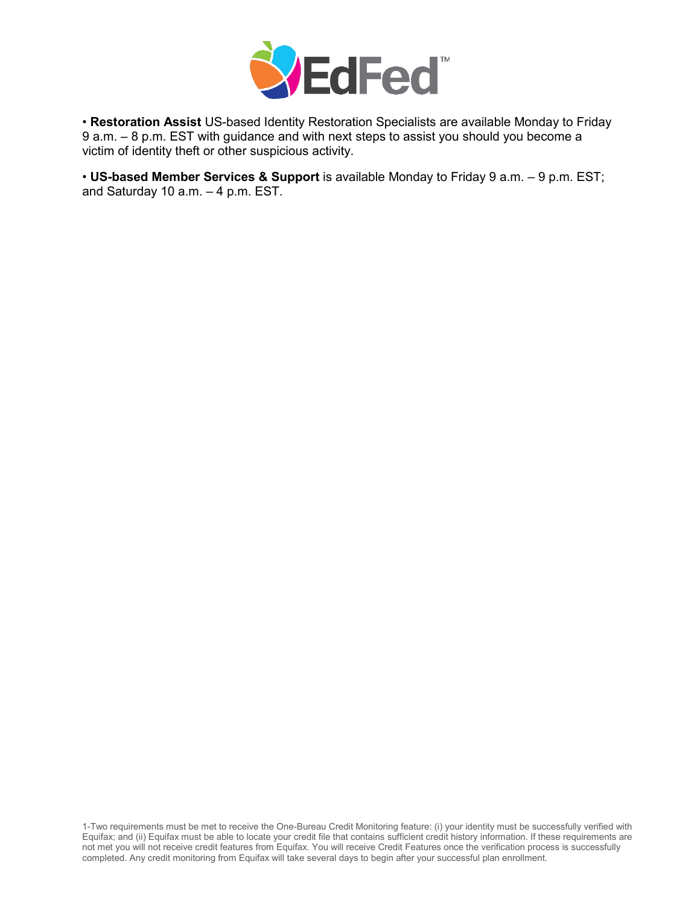- **Restoration Assist** US-based Identity Restoration Specialists are available Monday to Friday 9 a.m. – 8 p.m. EST with guidance and with next steps to assist you should you become a victim of identity theft or other suspicious activity.

- **US-based Member Services & Support** is available Monday to Friday 9 a.m. – 9 p.m. EST; and Saturday 10 a.m. – 4 p.m. EST.

1-Two requirements must be met to receive the One-Bureau Credit Monitoring feature: (i) your identity must be successfully verified with Equifax; and (ii) Equifax must be able to locate your credit file that contains sufficient credit history information. If these requirements are not met you will not receive credit features from Equifax. You will receive Credit Features once the verification process is successfully completed. Any credit monitoring from Equifax will take several days to begin after your successful plan enrollment.